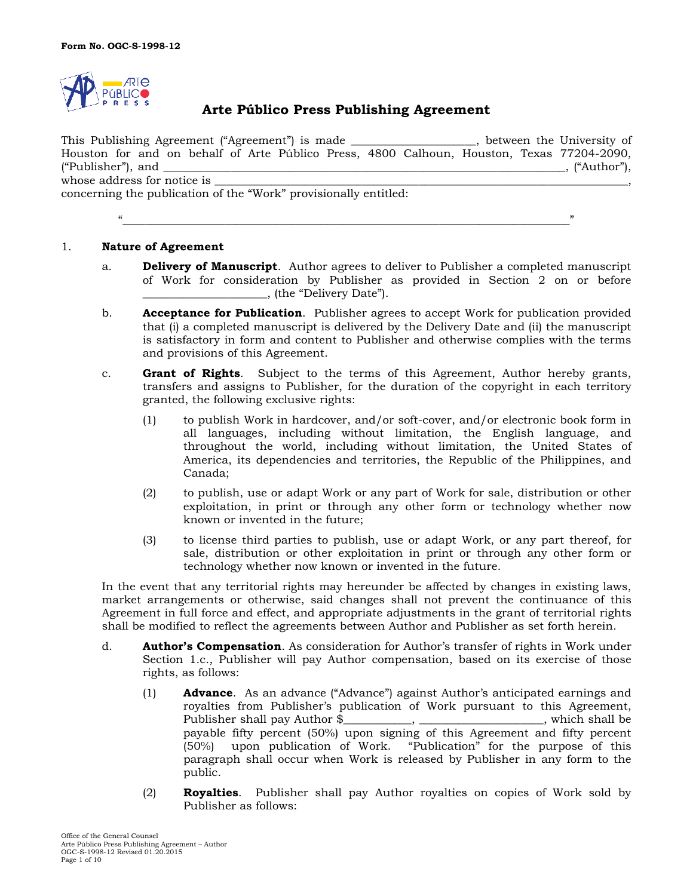Form No. OGC-S-1998-12

# Arte Público Press Publishing Agreement

This Publishing Agreement (“Agreement”) is made ____________________, between the University of Houston for and on behalf of Arte Público Press, 4800 Calhoun, Houston, Texas 77204-2090, (“Publisher”), and ______________________________________________________________, (“Author”), whose address for notice is __________________________________________________________________, concerning the publication of the “Work” provisionally entitled:

“______________________________________________________________________”

1. **Nature of Agreement**

   a. **Delivery of Manuscript**. Author agrees to deliver to Publisher a completed manuscript of Work for consideration by Publisher as provided in Section 2 on or before ____________________, (the “Delivery Date”).

   b. **Acceptance for Publication**. Publisher agrees to accept Work for publication provided that (i) a completed manuscript is delivered by the Delivery Date and (ii) the manuscript is satisfactory in form and content to Publisher and otherwise complies with the terms and provisions of this Agreement.

   c. **Grant of Rights**. Subject to the terms of this Agreement, Author hereby grants, transfers and assigns to Publisher, for the duration of the copyright in each territory granted, the following exclusive rights:

      (1) to publish Work in hardcover, and/or soft-cover, and/or electronic book form in all languages, including without limitation, the English language, and throughout the world, including without limitation, the United States of America, its dependencies and territories, the Republic of the Philippines, and Canada;

      (2) to publish, use or adapt Work or any part of Work for sale, distribution or other exploitation, in print or through any other form or technology whether now known or invented in the future;

      (3) to license third parties to publish, use or adapt Work, or any part thereof, for sale, distribution or other exploitation in print or through any other form or technology whether now known or invented in the future.

   In the event that any territorial rights may hereunder be affected by changes in existing laws, market arrangements or otherwise, said changes shall not prevent the continuance of this Agreement in full force and effect, and appropriate adjustments in the grant of territorial rights shall be modified to reflect the agreements between Author and Publisher as set forth herein.

   d. **Author’s Compensation**. As consideration for Author’s transfer of rights in Work under Section 1.c., Publisher will pay Author compensation, based on its exercise of those rights, as follows:

      (1) **Advance**. As an advance (“Advance”) against Author’s anticipated earnings and royalties from Publisher’s publication of Work pursuant to this Agreement, Publisher shall pay Author $___________, ____________________, which shall be payable fifty percent (50%) upon signing of this Agreement and fifty percent (50%) upon publication of Work. “Publication” for the purpose of this paragraph shall occur when Work is released by Publisher in any form to the public.

      (2) **Royalties**. Publisher shall pay Author royalties on copies of Work sold by Publisher as follows: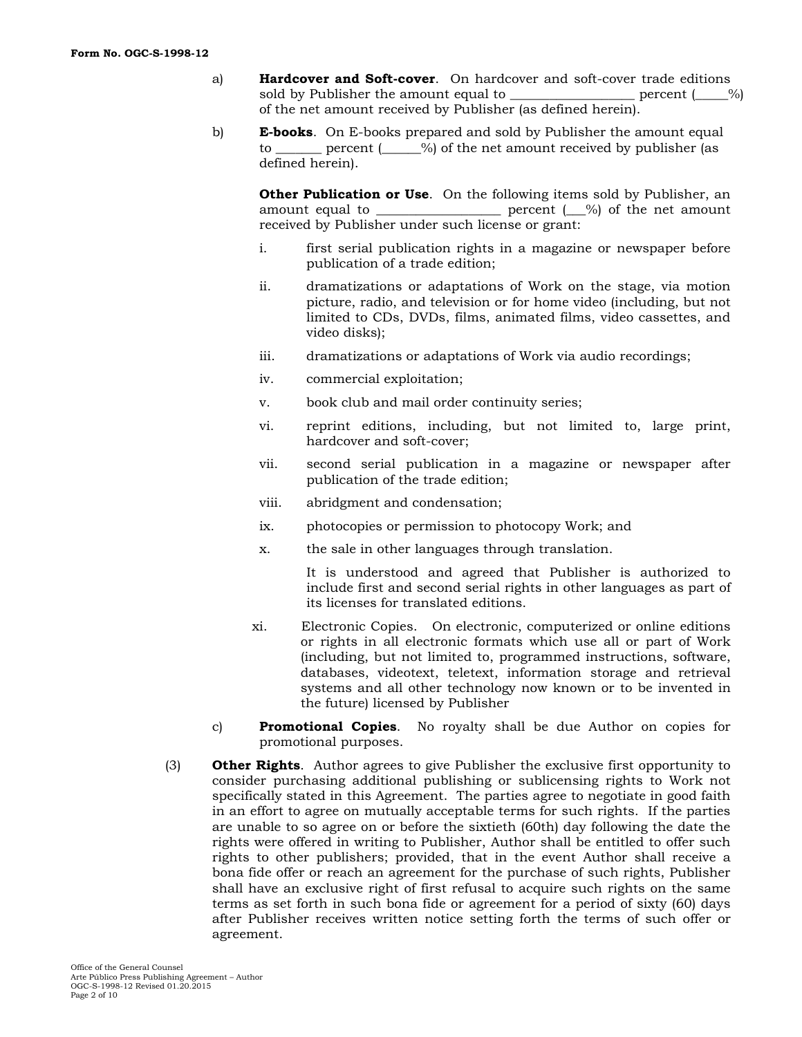a) **Hardcover and Soft-cover**. On hardcover and soft-cover trade editions sold by Publisher the amount equal to __________________ percent (_____%) of the net amount received by Publisher (as defined herein).

b) **E-books**. On E-books prepared and sold by Publisher the amount equal to _______ percent (______%) of the net amount received by publisher (as defined herein).

**Other Publication or Use**. On the following items sold by Publisher, an amount equal to __________________ percent (___%) of the net amount received by Publisher under such license or grant:

i. first serial publication rights in a magazine or newspaper before publication of a trade edition;

ii. dramatizations or adaptations of Work on the stage, via motion picture, radio, and television or for home video (including, but not limited to CDs, DVDs, films, animated films, video cassettes, and video disks);

iii. dramatizations or adaptations of Work via audio recordings;

iv. commercial exploitation;

v. book club and mail order continuity series;

vi. reprint editions, including, but not limited to, large print, hardcover and soft-cover;

vii. second serial publication in a magazine or newspaper after publication of the trade edition;

viii. abridgment and condensation;

ix. photocopies or permission to photocopy Work; and

x. the sale in other languages through translation.

It is understood and agreed that Publisher is authorized to include first and second serial rights in other languages as part of its licenses for translated editions.

xi. Electronic Copies. On electronic, computerized or online editions or rights in all electronic formats which use all or part of Work (including, but not limited to, programmed instructions, software, databases, videotext, teletext, information storage and retrieval systems and all other technology now known or to be invented in the future) licensed by Publisher

c) **Promotional Copies**. No royalty shall be due Author on copies for promotional purposes.

(3) **Other Rights**. Author agrees to give Publisher the exclusive first opportunity to consider purchasing additional publishing or sublicensing rights to Work not specifically stated in this Agreement. The parties agree to negotiate in good faith in an effort to agree on mutually acceptable terms for such rights. If the parties are unable to so agree on or before the sixtieth (60th) day following the date the rights were offered in writing to Publisher, Author shall be entitled to offer such rights to other publishers; provided, that in the event Author shall receive a bona fide offer or reach an agreement for the purchase of such rights, Publisher shall have an exclusive right of first refusal to acquire such rights on the same terms as set forth in such bona fide or agreement for a period of sixty (60) days after Publisher receives written notice setting forth the terms of such offer or agreement.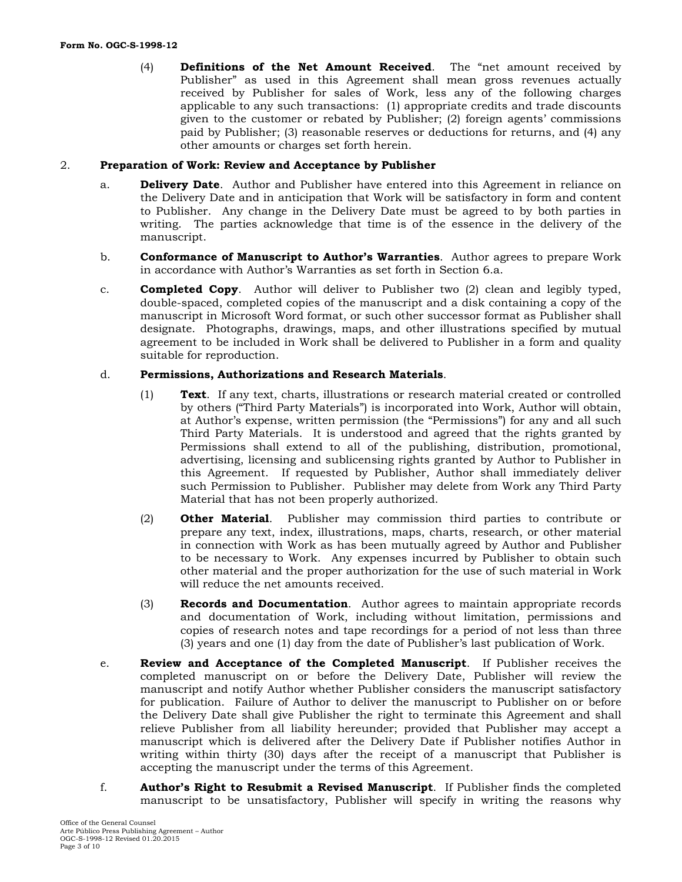(4) **Definitions of the Net Amount Received**. The "net amount received by Publisher" as used in this Agreement shall mean gross revenues actually received by Publisher for sales of Work, less any of the following charges applicable to any such transactions: (1) appropriate credits and trade discounts given to the customer or rebated by Publisher; (2) foreign agents' commissions paid by Publisher; (3) reasonable reserves or deductions for returns, and (4) any other amounts or charges set forth herein.

2. **Preparation of Work: Review and Acceptance by Publisher**

a. **Delivery Date**. Author and Publisher have entered into this Agreement in reliance on the Delivery Date and in anticipation that Work will be satisfactory in form and content to Publisher. Any change in the Delivery Date must be agreed to by both parties in writing. The parties acknowledge that time is of the essence in the delivery of the manuscript.

b. **Conformance of Manuscript to Author's Warranties**. Author agrees to prepare Work in accordance with Author's Warranties as set forth in Section 6.a.

c. **Completed Copy**. Author will deliver to Publisher two (2) clean and legibly typed, double-spaced, completed copies of the manuscript and a disk containing a copy of the manuscript in Microsoft Word format, or such other successor format as Publisher shall designate. Photographs, drawings, maps, and other illustrations specified by mutual agreement to be included in Work shall be delivered to Publisher in a form and quality suitable for reproduction.

d. **Permissions, Authorizations and Research Materials**.

(1) **Text**. If any text, charts, illustrations or research material created or controlled by others ("Third Party Materials") is incorporated into Work, Author will obtain, at Author's expense, written permission (the "Permissions") for any and all such Third Party Materials. It is understood and agreed that the rights granted by Permissions shall extend to all of the publishing, distribution, promotional, advertising, licensing and sublicensing rights granted by Author to Publisher in this Agreement. If requested by Publisher, Author shall immediately deliver such Permission to Publisher. Publisher may delete from Work any Third Party Material that has not been properly authorized.

(2) **Other Material**. Publisher may commission third parties to contribute or prepare any text, index, illustrations, maps, charts, research, or other material in connection with Work as has been mutually agreed by Author and Publisher to be necessary to Work. Any expenses incurred by Publisher to obtain such other material and the proper authorization for the use of such material in Work will reduce the net amounts received.

(3) **Records and Documentation**. Author agrees to maintain appropriate records and documentation of Work, including without limitation, permissions and copies of research notes and tape recordings for a period of not less than three (3) years and one (1) day from the date of Publisher's last publication of Work.

e. **Review and Acceptance of the Completed Manuscript**. If Publisher receives the completed manuscript on or before the Delivery Date, Publisher will review the manuscript and notify Author whether Publisher considers the manuscript satisfactory for publication. Failure of Author to deliver the manuscript to Publisher on or before the Delivery Date shall give Publisher the right to terminate this Agreement and shall relieve Publisher from all liability hereunder; provided that Publisher may accept a manuscript which is delivered after the Delivery Date if Publisher notifies Author in writing within thirty (30) days after the receipt of a manuscript that Publisher is accepting the manuscript under the terms of this Agreement.

f. **Author's Right to Resubmit a Revised Manuscript**. If Publisher finds the completed manuscript to be unsatisfactory, Publisher will specify in writing the reasons why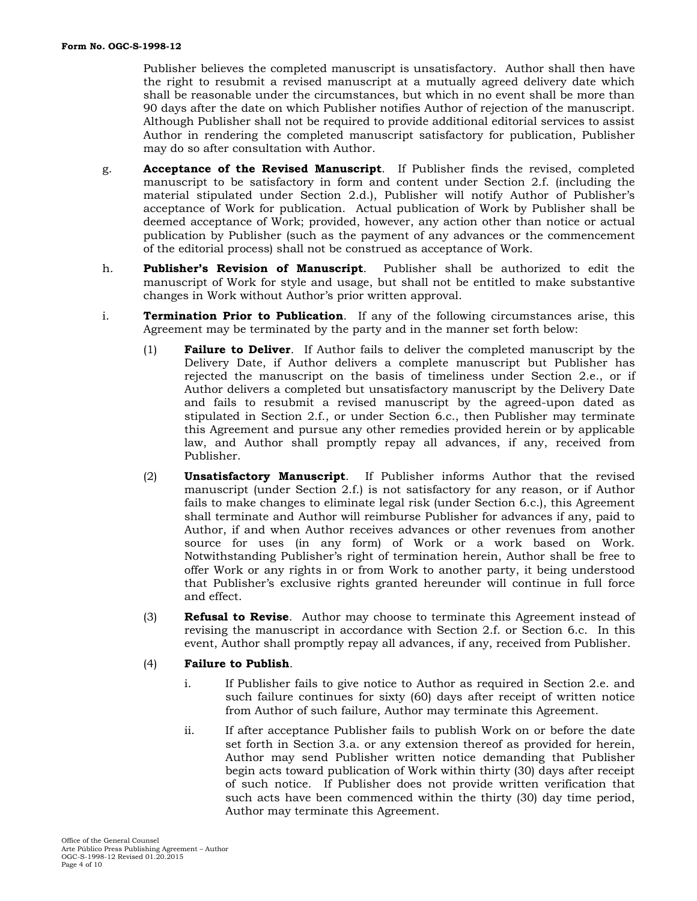Publisher believes the completed manuscript is unsatisfactory. Author shall then have the right to resubmit a revised manuscript at a mutually agreed delivery date which shall be reasonable under the circumstances, but which in no event shall be more than 90 days after the date on which Publisher notifies Author of rejection of the manuscript. Although Publisher shall not be required to provide additional editorial services to assist Author in rendering the completed manuscript satisfactory for publication, Publisher may do so after consultation with Author.

g. **Acceptance of the Revised Manuscript**. If Publisher finds the revised, completed manuscript to be satisfactory in form and content under Section 2.f. (including the material stipulated under Section 2.d.), Publisher will notify Author of Publisher's acceptance of Work for publication. Actual publication of Work by Publisher shall be deemed acceptance of Work; provided, however, any action other than notice or actual publication by Publisher (such as the payment of any advances or the commencement of the editorial process) shall not be construed as acceptance of Work.

h. **Publisher's Revision of Manuscript**. Publisher shall be authorized to edit the manuscript of Work for style and usage, but shall not be entitled to make substantive changes in Work without Author's prior written approval.

i. **Termination Prior to Publication**. If any of the following circumstances arise, this Agreement may be terminated by the party and in the manner set forth below:

(1) **Failure to Deliver**. If Author fails to deliver the completed manuscript by the Delivery Date, if Author delivers a complete manuscript but Publisher has rejected the manuscript on the basis of timeliness under Section 2.e., or if Author delivers a completed but unsatisfactory manuscript by the Delivery Date and fails to resubmit a revised manuscript by the agreed-upon dated as stipulated in Section 2.f., or under Section 6.c., then Publisher may terminate this Agreement and pursue any other remedies provided herein or by applicable law, and Author shall promptly repay all advances, if any, received from Publisher.

(2) **Unsatisfactory Manuscript**. If Publisher informs Author that the revised manuscript (under Section 2.f.) is not satisfactory for any reason, or if Author fails to make changes to eliminate legal risk (under Section 6.c.), this Agreement shall terminate and Author will reimburse Publisher for advances if any, paid to Author, if and when Author receives advances or other revenues from another source for uses (in any form) of Work or a work based on Work. Notwithstanding Publisher's right of termination herein, Author shall be free to offer Work or any rights in or from Work to another party, it being understood that Publisher's exclusive rights granted hereunder will continue in full force and effect.

(3) **Refusal to Revise**. Author may choose to terminate this Agreement instead of revising the manuscript in accordance with Section 2.f. or Section 6.c. In this event, Author shall promptly repay all advances, if any, received from Publisher.

(4) **Failure to Publish**.

i. If Publisher fails to give notice to Author as required in Section 2.e. and such failure continues for sixty (60) days after receipt of written notice from Author of such failure, Author may terminate this Agreement.

ii. If after acceptance Publisher fails to publish Work on or before the date set forth in Section 3.a. or any extension thereof as provided for herein, Author may send Publisher written notice demanding that Publisher begin acts toward publication of Work within thirty (30) days after receipt of such notice. If Publisher does not provide written verification that such acts have been commenced within the thirty (30) day time period, Author may terminate this Agreement.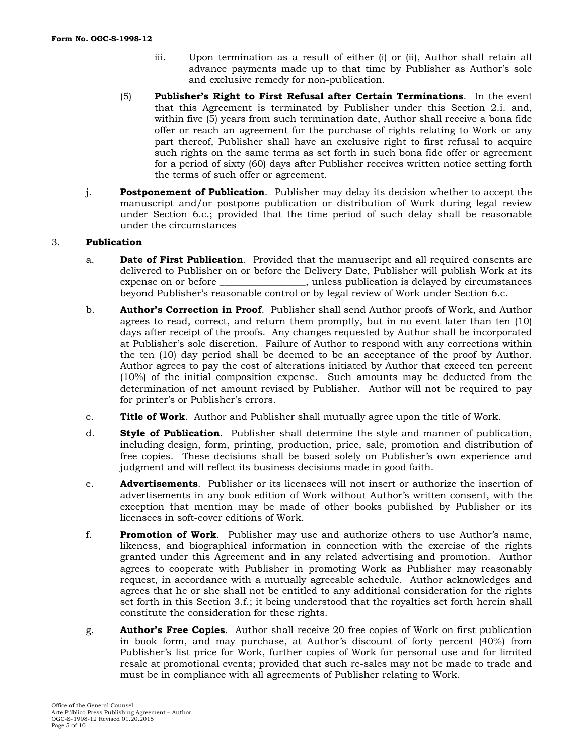iii. Upon termination as a result of either (i) or (ii), Author shall retain all advance payments made up to that time by Publisher as Author's sole and exclusive remedy for non-publication.

(5) **Publisher's Right to First Refusal after Certain Terminations**. In the event that this Agreement is terminated by Publisher under this Section 2.i. and, within five (5) years from such termination date, Author shall receive a bona fide offer or reach an agreement for the purchase of rights relating to Work or any part thereof, Publisher shall have an exclusive right to first refusal to acquire such rights on the same terms as set forth in such bona fide offer or agreement for a period of sixty (60) days after Publisher receives written notice setting forth the terms of such offer or agreement.

j. **Postponement of Publication**. Publisher may delay its decision whether to accept the manuscript and/or postpone publication or distribution of Work during legal review under Section 6.c.; provided that the time period of such delay shall be reasonable under the circumstances

3. **Publication**

a. **Date of First Publication**. Provided that the manuscript and all required consents are delivered to Publisher on or before the Delivery Date, Publisher will publish Work at its expense on or before _________________, unless publication is delayed by circumstances beyond Publisher's reasonable control or by legal review of Work under Section 6.c.

b. **Author's Correction in Proof**. Publisher shall send Author proofs of Work, and Author agrees to read, correct, and return them promptly, but in no event later than ten (10) days after receipt of the proofs. Any changes requested by Author shall be incorporated at Publisher's sole discretion. Failure of Author to respond with any corrections within the ten (10) day period shall be deemed to be an acceptance of the proof by Author. Author agrees to pay the cost of alterations initiated by Author that exceed ten percent (10%) of the initial composition expense. Such amounts may be deducted from the determination of net amount revised by Publisher. Author will not be required to pay for printer's or Publisher's errors.

c. **Title of Work**. Author and Publisher shall mutually agree upon the title of Work.

d. **Style of Publication**. Publisher shall determine the style and manner of publication, including design, form, printing, production, price, sale, promotion and distribution of free copies. These decisions shall be based solely on Publisher's own experience and judgment and will reflect its business decisions made in good faith.

e. **Advertisements**. Publisher or its licensees will not insert or authorize the insertion of advertisements in any book edition of Work without Author's written consent, with the exception that mention may be made of other books published by Publisher or its licensees in soft-cover editions of Work.

f. **Promotion of Work**. Publisher may use and authorize others to use Author's name, likeness, and biographical information in connection with the exercise of the rights granted under this Agreement and in any related advertising and promotion. Author agrees to cooperate with Publisher in promoting Work as Publisher may reasonably request, in accordance with a mutually agreeable schedule. Author acknowledges and agrees that he or she shall not be entitled to any additional consideration for the rights set forth in this Section 3.f.; it being understood that the royalties set forth herein shall constitute the consideration for these rights.

g. **Author's Free Copies**. Author shall receive 20 free copies of Work on first publication in book form, and may purchase, at Author's discount of forty percent (40%) from Publisher's list price for Work, further copies of Work for personal use and for limited resale at promotional events; provided that such re-sales may not be made to trade and must be in compliance with all agreements of Publisher relating to Work.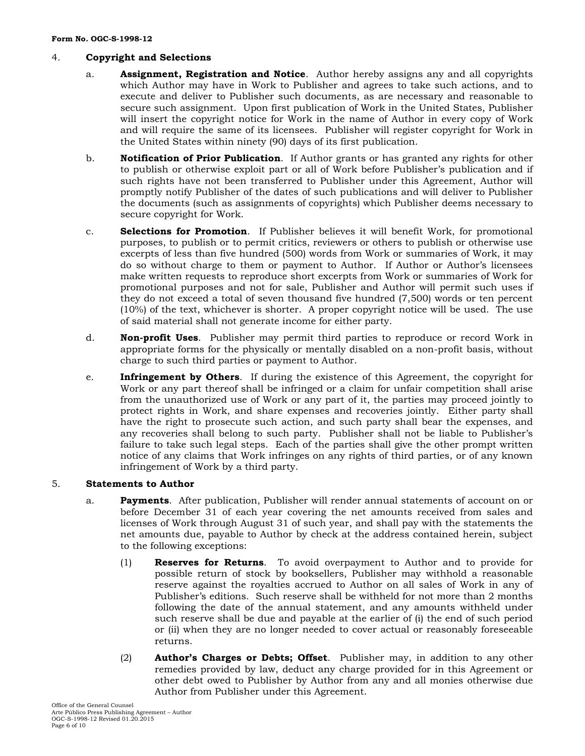4. **Copyright and Selections**

   a. **Assignment, Registration and Notice**. Author hereby assigns any and all copyrights which Author may have in Work to Publisher and agrees to take such actions, and to execute and deliver to Publisher such documents, as are necessary and reasonable to secure such assignment. Upon first publication of Work in the United States, Publisher will insert the copyright notice for Work in the name of Author in every copy of Work and will require the same of its licensees. Publisher will register copyright for Work in the United States within ninety (90) days of its first publication.

   b. **Notification of Prior Publication**. If Author grants or has granted any rights for other to publish or otherwise exploit part or all of Work before Publisher's publication and if such rights have not been transferred to Publisher under this Agreement, Author will promptly notify Publisher of the dates of such publications and will deliver to Publisher the documents (such as assignments of copyrights) which Publisher deems necessary to secure copyright for Work.

   c. **Selections for Promotion**. If Publisher believes it will benefit Work, for promotional purposes, to publish or to permit critics, reviewers or others to publish or otherwise use excerpts of less than five hundred (500) words from Work or summaries of Work, it may do so without charge to them or payment to Author. If Author or Author's licensees make written requests to reproduce short excerpts from Work or summaries of Work for promotional purposes and not for sale, Publisher and Author will permit such uses if they do not exceed a total of seven thousand five hundred (7,500) words or ten percent (10%) of the text, whichever is shorter. A proper copyright notice will be used. The use of said material shall not generate income for either party.

   d. **Non-profit Uses**. Publisher may permit third parties to reproduce or record Work in appropriate forms for the physically or mentally disabled on a non-profit basis, without charge to such third parties or payment to Author.

   e. **Infringement by Others**. If during the existence of this Agreement, the copyright for Work or any part thereof shall be infringed or a claim for unfair competition shall arise from the unauthorized use of Work or any part of it, the parties may proceed jointly to protect rights in Work, and share expenses and recoveries jointly. Either party shall have the right to prosecute such action, and such party shall bear the expenses, and any recoveries shall belong to such party. Publisher shall not be liable to Publisher's failure to take such legal steps. Each of the parties shall give the other prompt written notice of any claims that Work infringes on any rights of third parties, or of any known infringement of Work by a third party.

5. **Statements to Author**

   a. **Payments**. After publication, Publisher will render annual statements of account on or before December 31 of each year covering the net amounts received from sales and licenses of Work through August 31 of such year, and shall pay with the statements the net amounts due, payable to Author by check at the address contained herein, subject to the following exceptions:

      (1) **Reserves for Returns**. To avoid overpayment to Author and to provide for possible return of stock by booksellers, Publisher may withhold a reasonable reserve against the royalties accrued to Author on all sales of Work in any of Publisher's editions. Such reserve shall be withheld for not more than 2 months following the date of the annual statement, and any amounts withheld under such reserve shall be due and payable at the earlier of (i) the end of such period or (ii) when they are no longer needed to cover actual or reasonably foreseeable returns.

      (2) **Author's Charges or Debts; Offset**. Publisher may, in addition to any other remedies provided by law, deduct any charge provided for in this Agreement or other debt owed to Publisher by Author from any and all monies otherwise due Author from Publisher under this Agreement.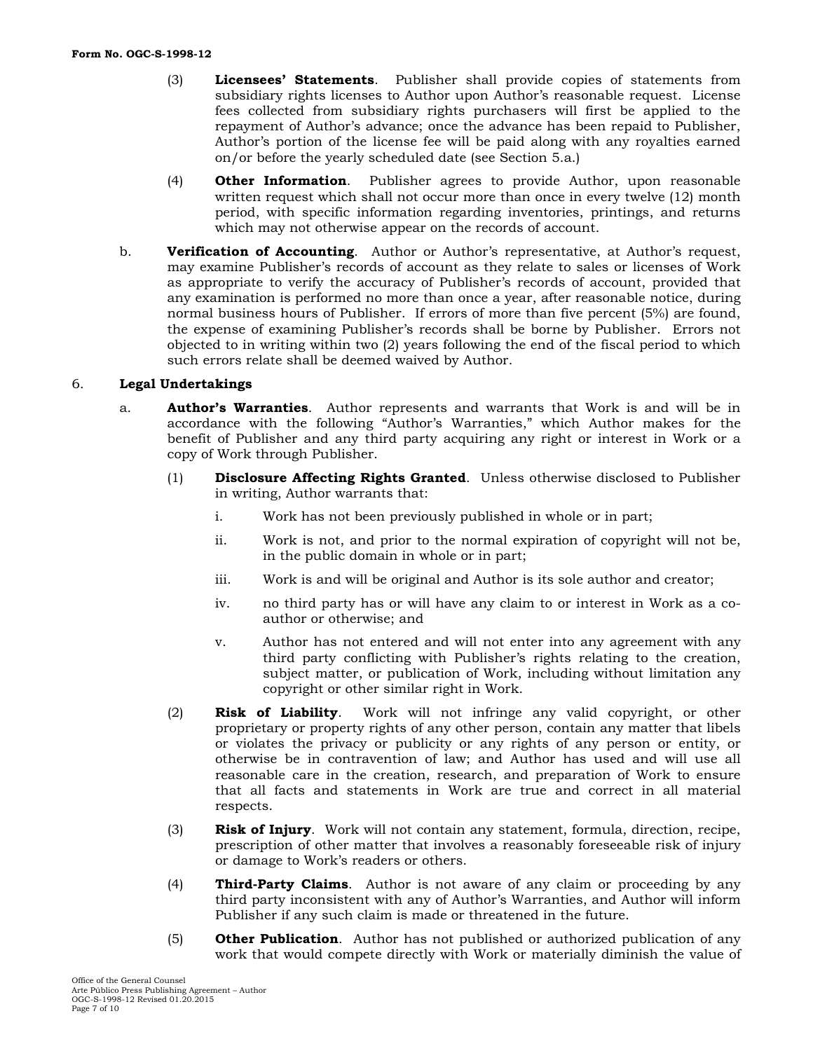(3) **Licensees' Statements**. Publisher shall provide copies of statements from subsidiary rights licenses to Author upon Author's reasonable request. License fees collected from subsidiary rights purchasers will first be applied to the repayment of Author's advance; once the advance has been repaid to Publisher, Author's portion of the license fee will be paid along with any royalties earned on/or before the yearly scheduled date (see Section 5.a.)

(4) **Other Information**. Publisher agrees to provide Author, upon reasonable written request which shall not occur more than once in every twelve (12) month period, with specific information regarding inventories, printings, and returns which may not otherwise appear on the records of account.

b. **Verification of Accounting**. Author or Author's representative, at Author's request, may examine Publisher's records of account as they relate to sales or licenses of Work as appropriate to verify the accuracy of Publisher's records of account, provided that any examination is performed no more than once a year, after reasonable notice, during normal business hours of Publisher. If errors of more than five percent (5%) are found, the expense of examining Publisher's records shall be borne by Publisher. Errors not objected to in writing within two (2) years following the end of the fiscal period to which such errors relate shall be deemed waived by Author.

6. **Legal Undertakings**

a. **Author's Warranties**. Author represents and warrants that Work is and will be in accordance with the following "Author's Warranties," which Author makes for the benefit of Publisher and any third party acquiring any right or interest in Work or a copy of Work through Publisher.

(1) **Disclosure Affecting Rights Granted**. Unless otherwise disclosed to Publisher in writing, Author warrants that:

i. Work has not been previously published in whole or in part;

ii. Work is not, and prior to the normal expiration of copyright will not be, in the public domain in whole or in part;

iii. Work is and will be original and Author is its sole author and creator;

iv. no third party has or will have any claim to or interest in Work as a co-author or otherwise; and

v. Author has not entered and will not enter into any agreement with any third party conflicting with Publisher's rights relating to the creation, subject matter, or publication of Work, including without limitation any copyright or other similar right in Work.

(2) **Risk of Liability**. Work will not infringe any valid copyright, or other proprietary or property rights of any other person, contain any matter that libels or violates the privacy or publicity or any rights of any person or entity, or otherwise be in contravention of law; and Author has used and will use all reasonable care in the creation, research, and preparation of Work to ensure that all facts and statements in Work are true and correct in all material respects.

(3) **Risk of Injury**. Work will not contain any statement, formula, direction, recipe, prescription of other matter that involves a reasonably foreseeable risk of injury or damage to Work's readers or others.

(4) **Third-Party Claims**. Author is not aware of any claim or proceeding by any third party inconsistent with any of Author's Warranties, and Author will inform Publisher if any such claim is made or threatened in the future.

(5) **Other Publication**. Author has not published or authorized publication of any work that would compete directly with Work or materially diminish the value of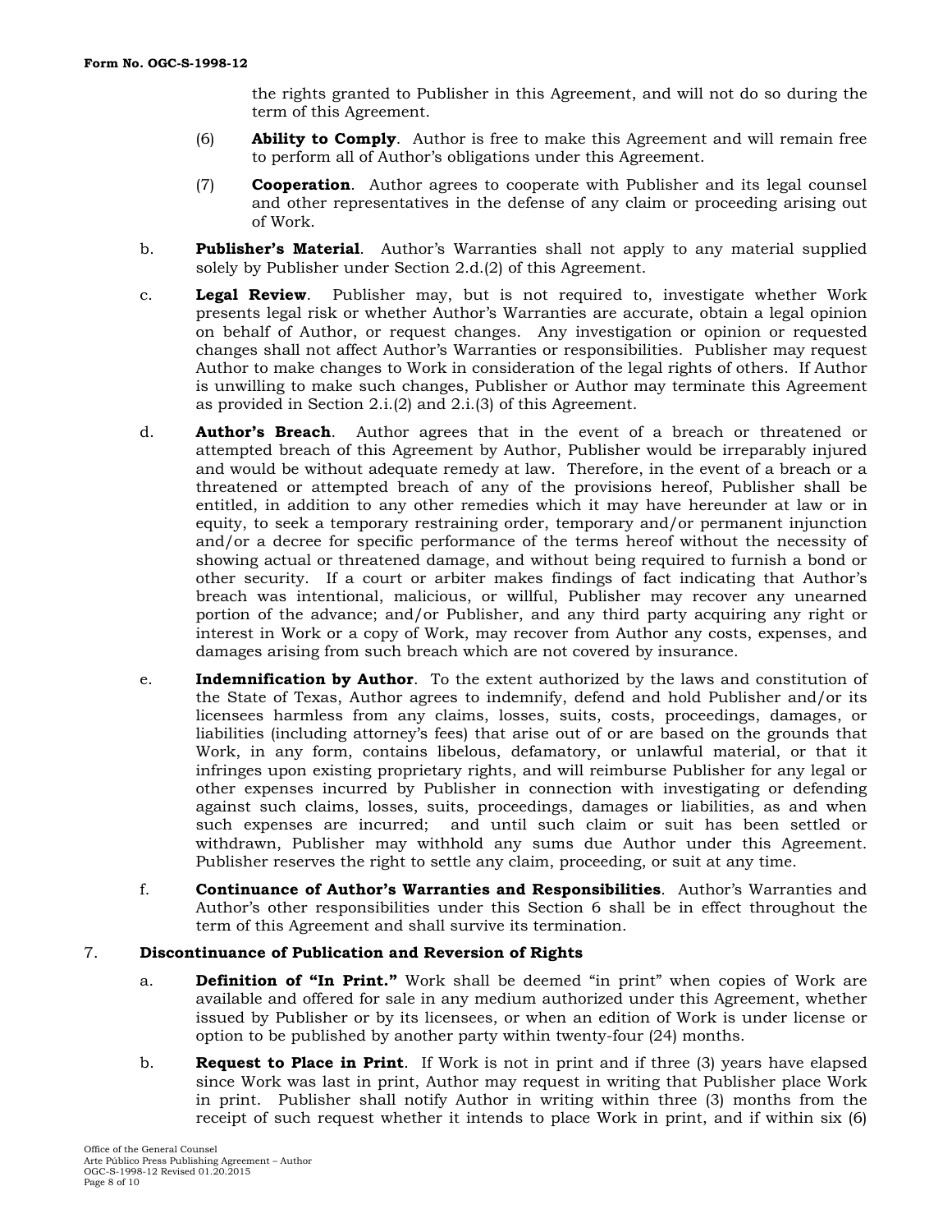the rights granted to Publisher in this Agreement, and will not do so during the term of this Agreement.

(6) **Ability to Comply**. Author is free to make this Agreement and will remain free to perform all of Author's obligations under this Agreement.

(7) **Cooperation**. Author agrees to cooperate with Publisher and its legal counsel and other representatives in the defense of any claim or proceeding arising out of Work.

b. **Publisher's Material**. Author's Warranties shall not apply to any material supplied solely by Publisher under Section 2.d.(2) of this Agreement.

c. **Legal Review**. Publisher may, but is not required to, investigate whether Work presents legal risk or whether Author's Warranties are accurate, obtain a legal opinion on behalf of Author, or request changes. Any investigation or opinion or requested changes shall not affect Author's Warranties or responsibilities. Publisher may request Author to make changes to Work in consideration of the legal rights of others. If Author is unwilling to make such changes, Publisher or Author may terminate this Agreement as provided in Section 2.i.(2) and 2.i.(3) of this Agreement.

d. **Author's Breach**. Author agrees that in the event of a breach or threatened or attempted breach of this Agreement by Author, Publisher would be irreparably injured and would be without adequate remedy at law. Therefore, in the event of a breach or a threatened or attempted breach of any of the provisions hereof, Publisher shall be entitled, in addition to any other remedies which it may have hereunder at law or in equity, to seek a temporary restraining order, temporary and/or permanent injunction and/or a decree for specific performance of the terms hereof without the necessity of showing actual or threatened damage, and without being required to furnish a bond or other security. If a court or arbiter makes findings of fact indicating that Author's breach was intentional, malicious, or willful, Publisher may recover any unearned portion of the advance; and/or Publisher, and any third party acquiring any right or interest in Work or a copy of Work, may recover from Author any costs, expenses, and damages arising from such breach which are not covered by insurance.

e. **Indemnification by Author**. To the extent authorized by the laws and constitution of the State of Texas, Author agrees to indemnify, defend and hold Publisher and/or its licensees harmless from any claims, losses, suits, costs, proceedings, damages, or liabilities (including attorney's fees) that arise out of or are based on the grounds that Work, in any form, contains libelous, defamatory, or unlawful material, or that it infringes upon existing proprietary rights, and will reimburse Publisher for any legal or other expenses incurred by Publisher in connection with investigating or defending against such claims, losses, suits, proceedings, damages or liabilities, as and when such expenses are incurred; and until such claim or suit has been settled or withdrawn, Publisher may withhold any sums due Author under this Agreement. Publisher reserves the right to settle any claim, proceeding, or suit at any time.

f. **Continuance of Author's Warranties and Responsibilities**. Author's Warranties and Author's other responsibilities under this Section 6 shall be in effect throughout the term of this Agreement and shall survive its termination.

## 7. Discontinuance of Publication and Reversion of Rights

a. **Definition of "In Print."** Work shall be deemed "in print" when copies of Work are available and offered for sale in any medium authorized under this Agreement, whether issued by Publisher or by its licensees, or when an edition of Work is under license or option to be published by another party within twenty-four (24) months.

b. **Request to Place in Print**. If Work is not in print and if three (3) years have elapsed since Work was last in print, Author may request in writing that Publisher place Work in print. Publisher shall notify Author in writing within three (3) months from the receipt of such request whether it intends to place Work in print, and if within six (6)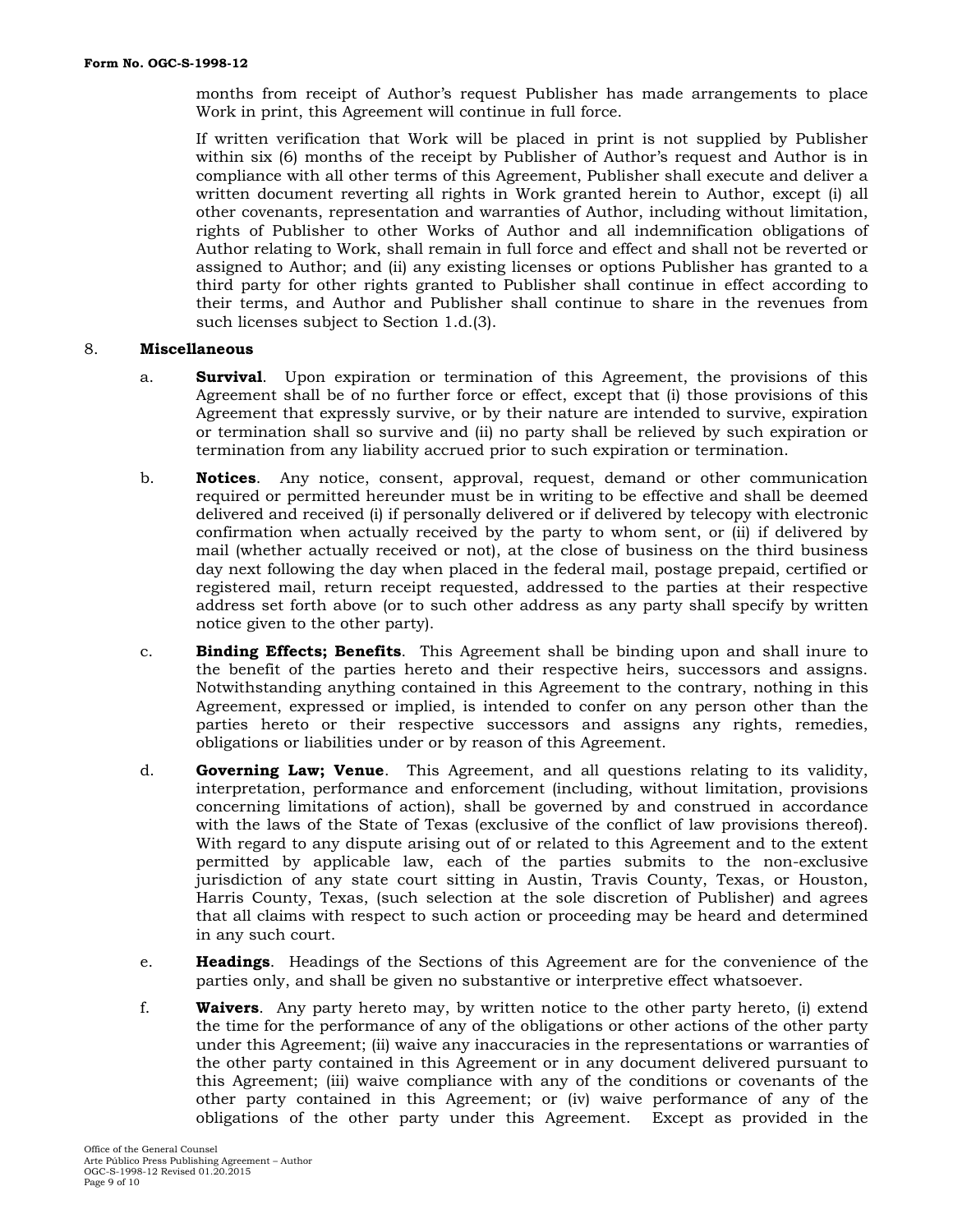months from receipt of Author's request Publisher has made arrangements to place Work in print, this Agreement will continue in full force.

If written verification that Work will be placed in print is not supplied by Publisher within six (6) months of the receipt by Publisher of Author's request and Author is in compliance with all other terms of this Agreement, Publisher shall execute and deliver a written document reverting all rights in Work granted herein to Author, except (i) all other covenants, representation and warranties of Author, including without limitation, rights of Publisher to other Works of Author and all indemnification obligations of Author relating to Work, shall remain in full force and effect and shall not be reverted or assigned to Author; and (ii) any existing licenses or options Publisher has granted to a third party for other rights granted to Publisher shall continue in effect according to their terms, and Author and Publisher shall continue to share in the revenues from such licenses subject to Section 1.d.(3).

8. **Miscellaneous**

a. **Survival**. Upon expiration or termination of this Agreement, the provisions of this Agreement shall be of no further force or effect, except that (i) those provisions of this Agreement that expressly survive, or by their nature are intended to survive, expiration or termination shall so survive and (ii) no party shall be relieved by such expiration or termination from any liability accrued prior to such expiration or termination.

b. **Notices**. Any notice, consent, approval, request, demand or other communication required or permitted hereunder must be in writing to be effective and shall be deemed delivered and received (i) if personally delivered or if delivered by telecopy with electronic confirmation when actually received by the party to whom sent, or (ii) if delivered by mail (whether actually received or not), at the close of business on the third business day next following the day when placed in the federal mail, postage prepaid, certified or registered mail, return receipt requested, addressed to the parties at their respective address set forth above (or to such other address as any party shall specify by written notice given to the other party).

c. **Binding Effects; Benefits**. This Agreement shall be binding upon and shall inure to the benefit of the parties hereto and their respective heirs, successors and assigns. Notwithstanding anything contained in this Agreement to the contrary, nothing in this Agreement, expressed or implied, is intended to confer on any person other than the parties hereto or their respective successors and assigns any rights, remedies, obligations or liabilities under or by reason of this Agreement.

d. **Governing Law; Venue**. This Agreement, and all questions relating to its validity, interpretation, performance and enforcement (including, without limitation, provisions concerning limitations of action), shall be governed by and construed in accordance with the laws of the State of Texas (exclusive of the conflict of law provisions thereof). With regard to any dispute arising out of or related to this Agreement and to the extent permitted by applicable law, each of the parties submits to the non-exclusive jurisdiction of any state court sitting in Austin, Travis County, Texas, or Houston, Harris County, Texas, (such selection at the sole discretion of Publisher) and agrees that all claims with respect to such action or proceeding may be heard and determined in any such court.

e. **Headings**. Headings of the Sections of this Agreement are for the convenience of the parties only, and shall be given no substantive or interpretive effect whatsoever.

f. **Waivers**. Any party hereto may, by written notice to the other party hereto, (i) extend the time for the performance of any of the obligations or other actions of the other party under this Agreement; (ii) waive any inaccuracies in the representations or warranties of the other party contained in this Agreement or in any document delivered pursuant to this Agreement; (iii) waive compliance with any of the conditions or covenants of the other party contained in this Agreement; or (iv) waive performance of any of the obligations of the other party under this Agreement. Except as provided in the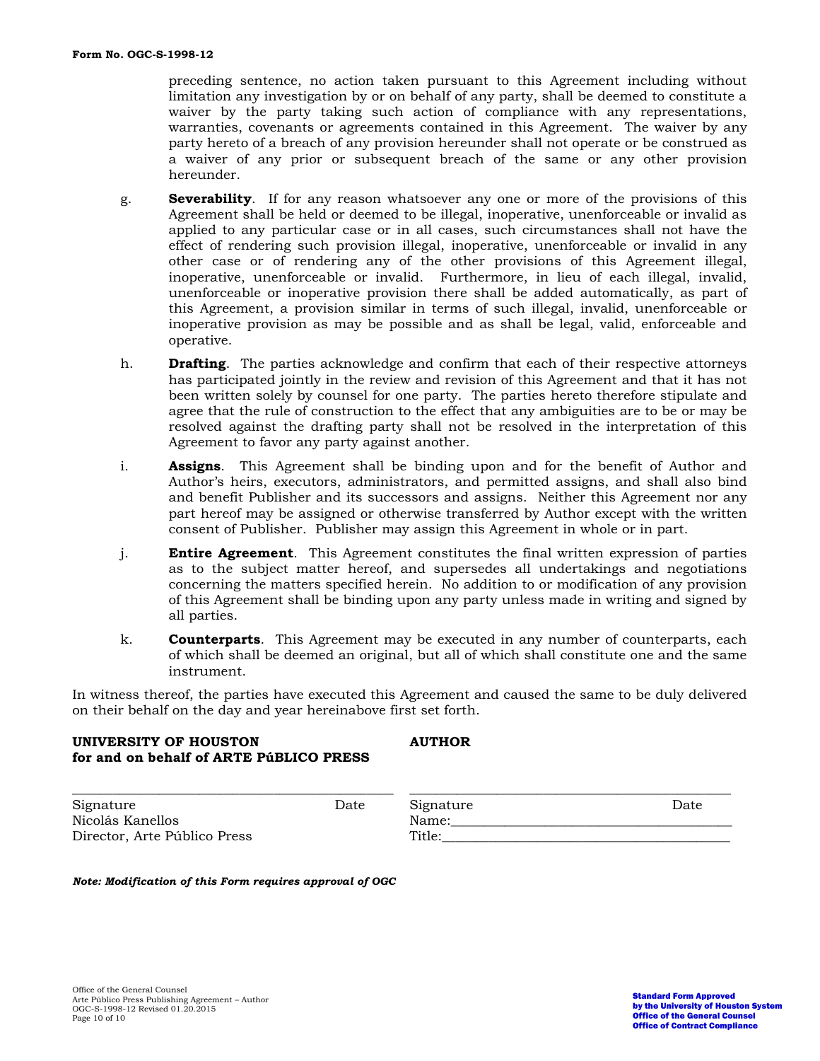preceding sentence, no action taken pursuant to this Agreement including without limitation any investigation by or on behalf of any party, shall be deemed to constitute a waiver by the party taking such action of compliance with any representations, warranties, covenants or agreements contained in this Agreement. The waiver by any party hereto of a breach of any provision hereunder shall not operate or be construed as a waiver of any prior or subsequent breach of the same or any other provision hereunder.

g. **Severability**. If for any reason whatsoever any one or more of the provisions of this Agreement shall be held or deemed to be illegal, inoperative, unenforceable or invalid as applied to any particular case or in all cases, such circumstances shall not have the effect of rendering such provision illegal, inoperative, unenforceable or invalid in any other case or of rendering any of the other provisions of this Agreement illegal, inoperative, unenforceable or invalid. Furthermore, in lieu of each illegal, invalid, unenforceable or inoperative provision there shall be added automatically, as part of this Agreement, a provision similar in terms of such illegal, invalid, unenforceable or inoperative provision as may be possible and as shall be legal, valid, enforceable and operative.

h. **Drafting**. The parties acknowledge and confirm that each of their respective attorneys has participated jointly in the review and revision of this Agreement and that it has not been written solely by counsel for one party. The parties hereto therefore stipulate and agree that the rule of construction to the effect that any ambiguities are to be or may be resolved against the drafting party shall not be resolved in the interpretation of this Agreement to favor any party against another.

i. **Assigns**. This Agreement shall be binding upon and for the benefit of Author and Author's heirs, executors, administrators, and permitted assigns, and shall also bind and benefit Publisher and its successors and assigns. Neither this Agreement nor any part hereof may be assigned or otherwise transferred by Author except with the written consent of Publisher. Publisher may assign this Agreement in whole or in part.

j. **Entire Agreement**. This Agreement constitutes the final written expression of parties as to the subject matter hereof, and supersedes all undertakings and negotiations concerning the matters specified herein. No addition to or modification of any provision of this Agreement shall be binding upon any party unless made in writing and signed by all parties.

k. **Counterparts**. This Agreement may be executed in any number of counterparts, each of which shall be deemed an original, but all of which shall constitute one and the same instrument.

In witness thereof, the parties have executed this Agreement and caused the same to be duly delivered on their behalf on the day and year hereinabove first set forth.

**UNIVERSITY OF HOUSTON**
**for and on behalf of ARTE PúBLICO PRESS**

\_\_\_\_\_\_\_\_\_\_\_\_\_\_\_\_\_\_\_\_\_\_\_\_\_\_\_\_\_\_\_\_\_\_\_\_\_\_\_\_\_\_\_\_
Signature Date
Nicolás Kanellos
Director, Arte Público Press

**AUTHOR**

\_\_\_\_\_\_\_\_\_\_\_\_\_\_\_\_\_\_\_\_\_\_\_\_\_\_\_\_\_\_\_\_\_\_\_\_\_\_\_\_\_\_\_\_
Signature Date
Name:\_\_\_\_\_\_\_\_\_\_\_\_\_\_\_\_\_\_\_\_\_\_\_\_\_\_\_\_\_\_\_\_\_\_\_\_\_\_\_
Title:\_\_\_\_\_\_\_\_\_\_\_\_\_\_\_\_\_\_\_\_\_\_\_\_\_\_\_\_\_\_\_\_\_\_\_\_\_\_\_\_

***Note: Modification of this Form requires approval of OGC***

**Standard Form Approved**
**by the University of Houston System**
**Office of the General Counsel**
**Office of Contract Compliance**